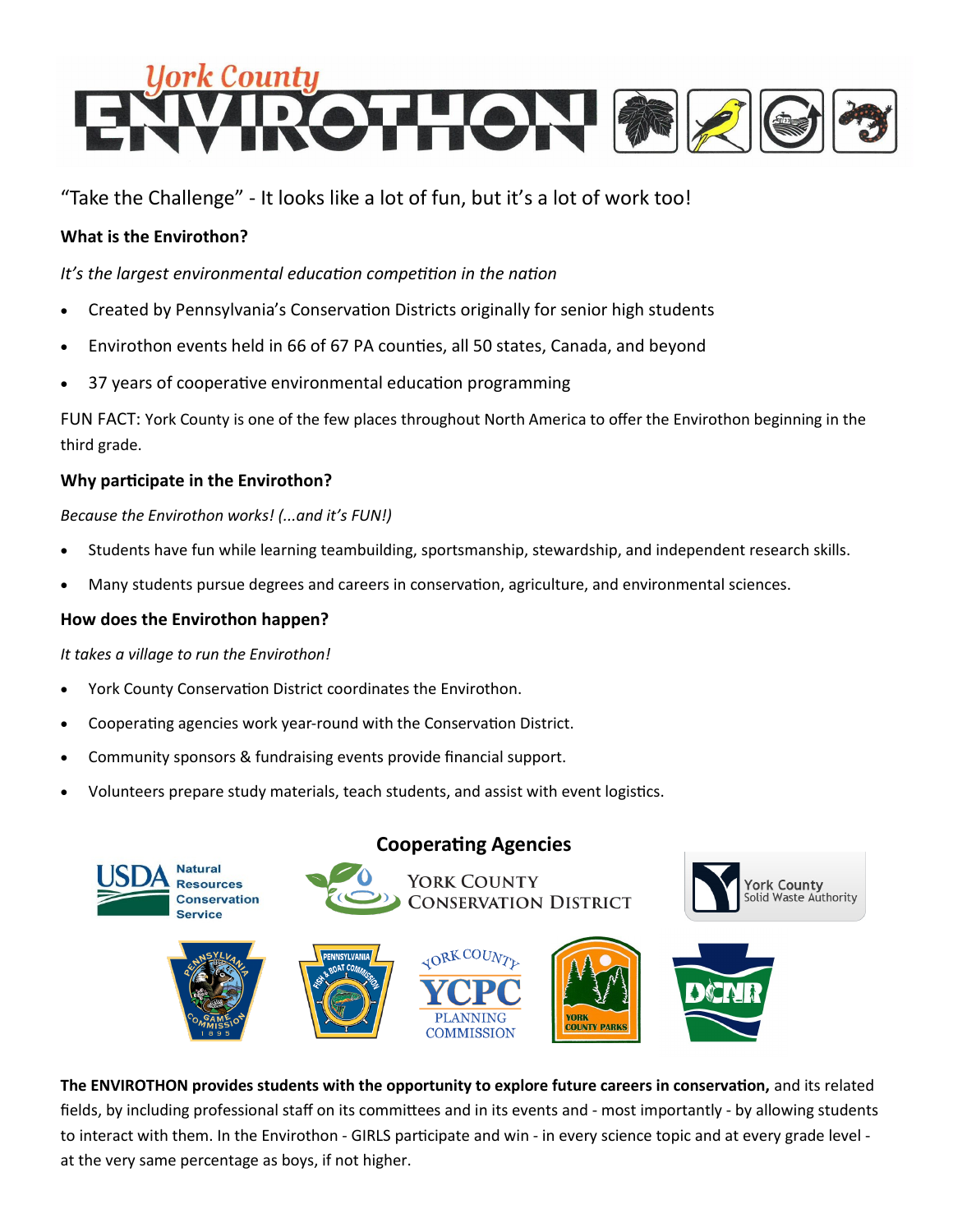# York County ENVIROTHON

"Take the Challenge" - It looks like a lot of fun, but it's a lot of work too!

**What is the Envirothon?**

*It's the largest environmental education competition in the nation*

- Created by Pennsylvania's Conservation Districts originally for senior high students
- Envirothon events held in 66 of 67 PA counties, all 50 states, Canada, and beyond
- 37 years of cooperative environmental education programming

FUN FACT: York County is one of the few places throughout North America to offer the Envirothon beginning in the third grade.

**Why participate in the Envirothon?**

*Because the Envirothon works! (...and it's FUN!)*

- Students have fun while learning teambuilding, sportsmanship, stewardship, and independent research skills.
- Many students pursue degrees and careers in conservation, agriculture, and environmental sciences.

**How does the Envirothon happen?**

*It takes a village to run the Envirothon!*

- York County Conservation District coordinates the Envirothon.
- Cooperating agencies work year-round with the Conservation District.
- Community sponsors & fundraising events provide financial support.
- Volunteers prepare study materials, teach students, and assist with event logistics.

**Cooperating Agencies**

USDA Natural Resources Conservation Service

York County Conservation District

York County Solid Waste Authority

Pennsylvania Game Commission

Pennsylvania Fish & Boat Commission

York County YCPC Planning Commission

York County Parks

DCNR

**The ENVIROTHON provides students with the opportunity to explore future careers in conservation,** and its related fields, by including professional staff on its committees and in its events and - most importantly - by allowing students to interact with them. In the Envirothon - GIRLS participate and win - in every science topic and at every grade level - at the very same percentage as boys, if not higher.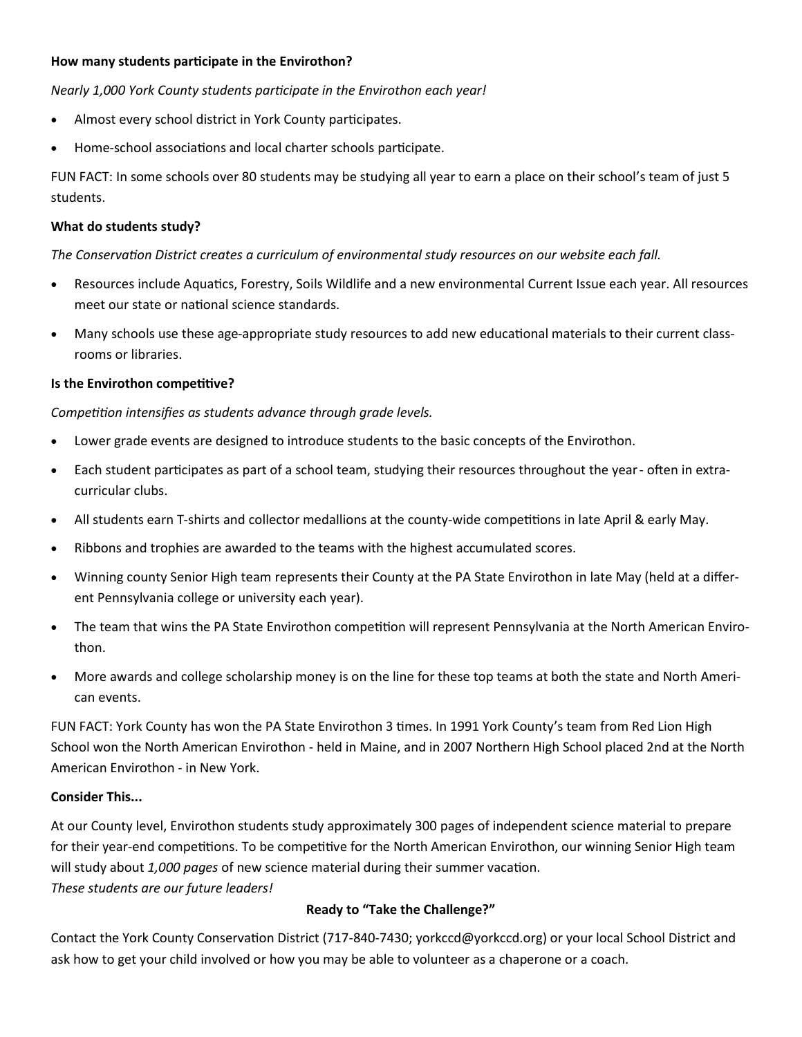**How many students participate in the Envirothon?**

*Nearly 1,000 York County students participate in the Envirothon each year!*

- Almost every school district in York County participates.
- Home-school associations and local charter schools participate.

FUN FACT: In some schools over 80 students may be studying all year to earn a place on their school's team of just 5 students.

**What do students study?**

*The Conservation District creates a curriculum of environmental study resources on our website each fall.*

- Resources include Aquatics, Forestry, Soils Wildlife and a new environmental Current Issue each year. All resources meet our state or national science standards.
- Many schools use these age-appropriate study resources to add new educational materials to their current classrooms or libraries.

**Is the Envirothon competitive?**

*Competition intensifies as students advance through grade levels.*

- Lower grade events are designed to introduce students to the basic concepts of the Envirothon.
- Each student participates as part of a school team, studying their resources throughout the year - often in extra-curricular clubs.
- All students earn T-shirts and collector medallions at the county-wide competitions in late April & early May.
- Ribbons and trophies are awarded to the teams with the highest accumulated scores.
- Winning county Senior High team represents their County at the PA State Envirothon in late May (held at a different Pennsylvania college or university each year).
- The team that wins the PA State Envirothon competition will represent Pennsylvania at the North American Envirothon.
- More awards and college scholarship money is on the line for these top teams at both the state and North American events.

FUN FACT: York County has won the PA State Envirothon 3 times. In 1991 York County's team from Red Lion High School won the North American Envirothon - held in Maine, and in 2007 Northern High School placed 2nd at the North American Envirothon - in New York.

**Consider This...**

At our County level, Envirothon students study approximately 300 pages of independent science material to prepare for their year-end competitions. To be competitive for the North American Envirothon, our winning Senior High team will study about *1,000 pages* of new science material during their summer vacation.
*These students are our future leaders!*

**Ready to "Take the Challenge?"**

Contact the York County Conservation District (717-840-7430; yorkccd@yorkccd.org) or your local School District and ask how to get your child involved or how you may be able to volunteer as a chaperone or a coach.